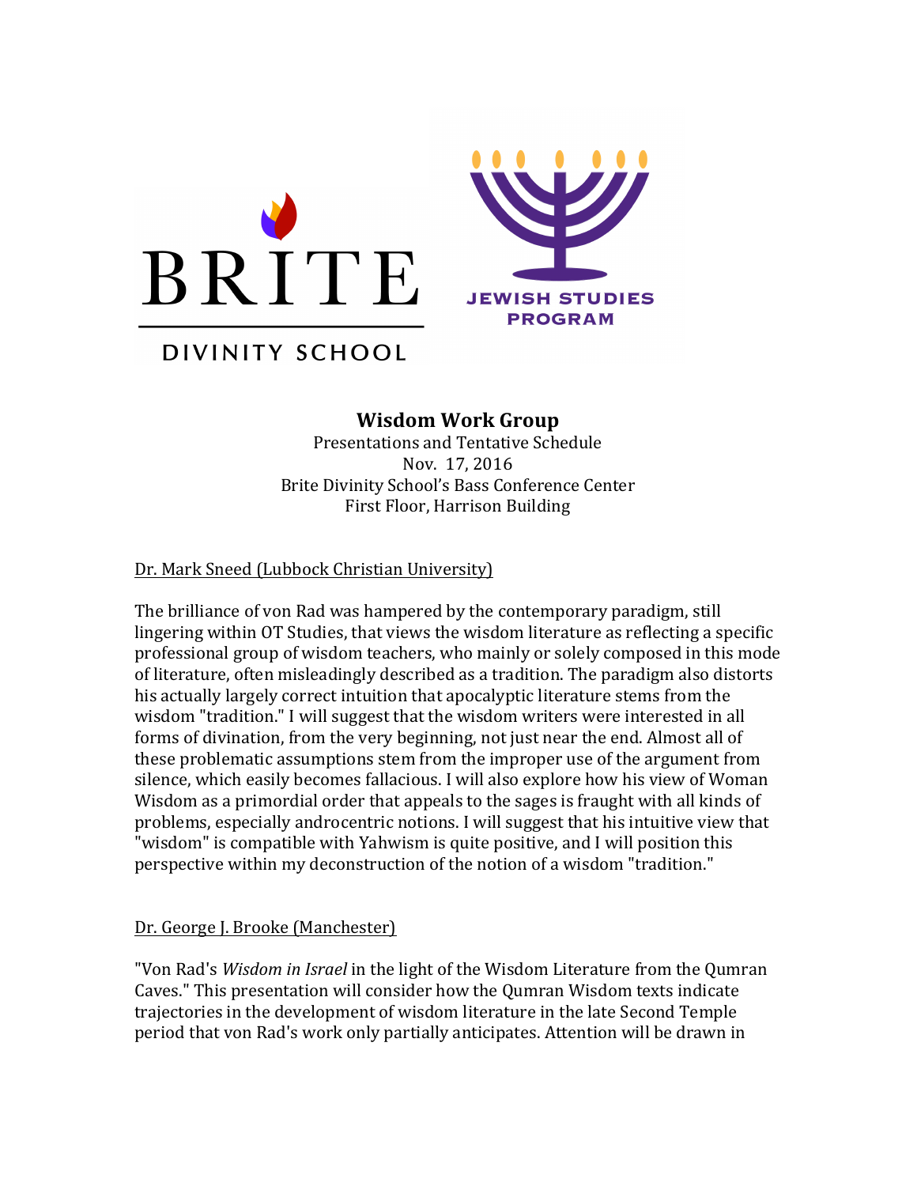BRITE DIVINITY SCHOOL

JEWISH STUDIES PROGRAM

# Wisdom Work Group

Presentations and Tentative Schedule
Nov. 17, 2016
Brite Divinity School's Bass Conference Center
First Floor, Harrison Building

Dr. Mark Sneed (Lubbock Christian University)

The brilliance of von Rad was hampered by the contemporary paradigm, still lingering within OT Studies, that views the wisdom literature as reflecting a specific professional group of wisdom teachers, who mainly or solely composed in this mode of literature, often misleadingly described as a tradition. The paradigm also distorts his actually largely correct intuition that apocalyptic literature stems from the wisdom "tradition." I will suggest that the wisdom writers were interested in all forms of divination, from the very beginning, not just near the end. Almost all of these problematic assumptions stem from the improper use of the argument from silence, which easily becomes fallacious. I will also explore how his view of Woman Wisdom as a primordial order that appeals to the sages is fraught with all kinds of problems, especially androcentric notions. I will suggest that his intuitive view that "wisdom" is compatible with Yahwism is quite positive, and I will position this perspective within my deconstruction of the notion of a wisdom "tradition."

Dr. George J. Brooke (Manchester)

"Von Rad's *Wisdom in Israel* in the light of the Wisdom Literature from the Qumran Caves." This presentation will consider how the Qumran Wisdom texts indicate trajectories in the development of wisdom literature in the late Second Temple period that von Rad's work only partially anticipates. Attention will be drawn in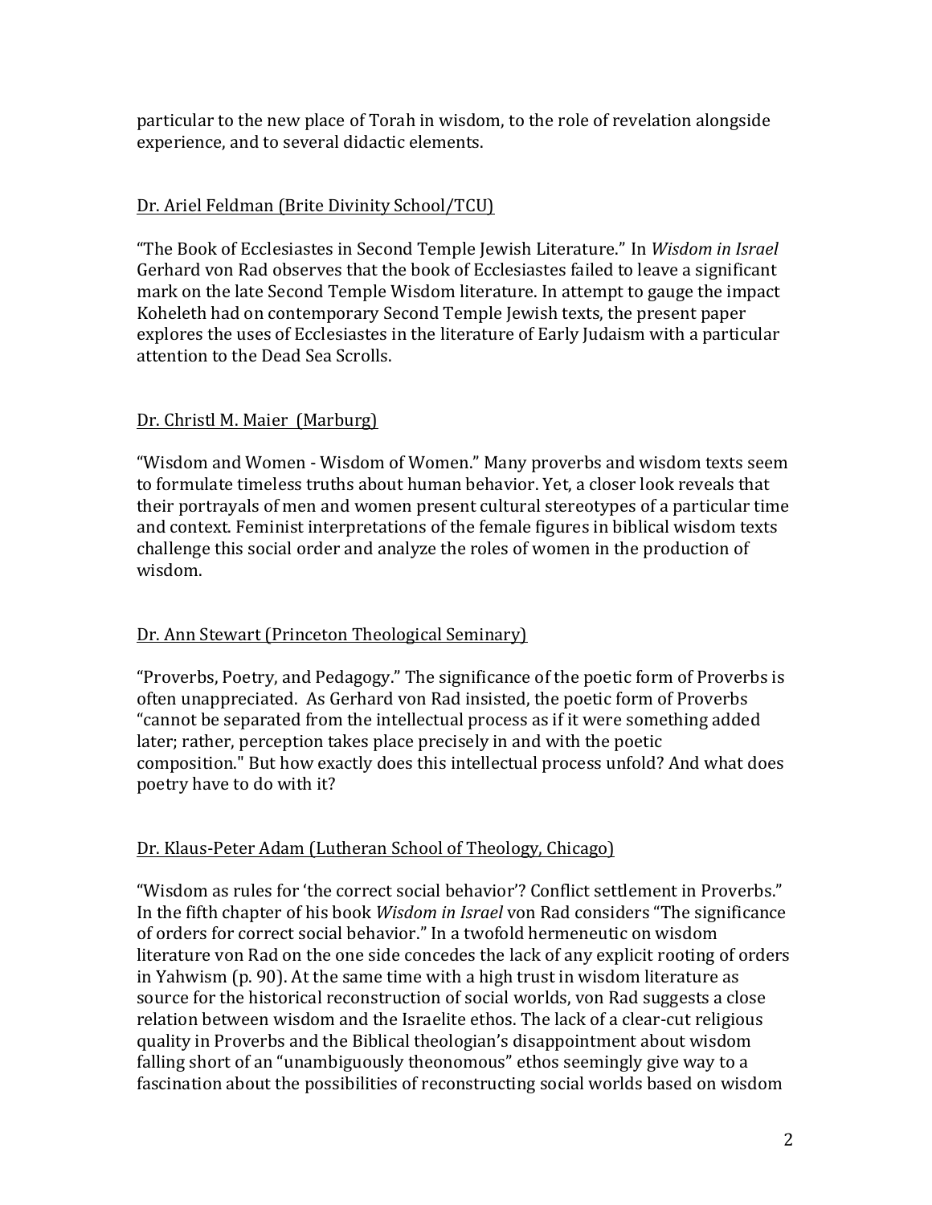particular to the new place of Torah in wisdom, to the role of revelation alongside experience, and to several didactic elements.

Dr. Ariel Feldman (Brite Divinity School/TCU)

"The Book of Ecclesiastes in Second Temple Jewish Literature." In *Wisdom in Israel* Gerhard von Rad observes that the book of Ecclesiastes failed to leave a significant mark on the late Second Temple Wisdom literature. In attempt to gauge the impact Koheleth had on contemporary Second Temple Jewish texts, the present paper explores the uses of Ecclesiastes in the literature of Early Judaism with a particular attention to the Dead Sea Scrolls.

Dr. Christl M. Maier (Marburg)

"Wisdom and Women - Wisdom of Women." Many proverbs and wisdom texts seem to formulate timeless truths about human behavior. Yet, a closer look reveals that their portrayals of men and women present cultural stereotypes of a particular time and context. Feminist interpretations of the female figures in biblical wisdom texts challenge this social order and analyze the roles of women in the production of wisdom.

Dr. Ann Stewart (Princeton Theological Seminary)

"Proverbs, Poetry, and Pedagogy." The significance of the poetic form of Proverbs is often unappreciated. As Gerhard von Rad insisted, the poetic form of Proverbs "cannot be separated from the intellectual process as if it were something added later; rather, perception takes place precisely in and with the poetic composition." But how exactly does this intellectual process unfold? And what does poetry have to do with it?

Dr. Klaus-Peter Adam (Lutheran School of Theology, Chicago)

"Wisdom as rules for 'the correct social behavior'? Conflict settlement in Proverbs." In the fifth chapter of his book *Wisdom in Israel* von Rad considers "The significance of orders for correct social behavior." In a twofold hermeneutic on wisdom literature von Rad on the one side concedes the lack of any explicit rooting of orders in Yahwism (p. 90). At the same time with a high trust in wisdom literature as source for the historical reconstruction of social worlds, von Rad suggests a close relation between wisdom and the Israelite ethos. The lack of a clear-cut religious quality in Proverbs and the Biblical theologian's disappointment about wisdom falling short of an "unambiguously theonomous" ethos seemingly give way to a fascination about the possibilities of reconstructing social worlds based on wisdom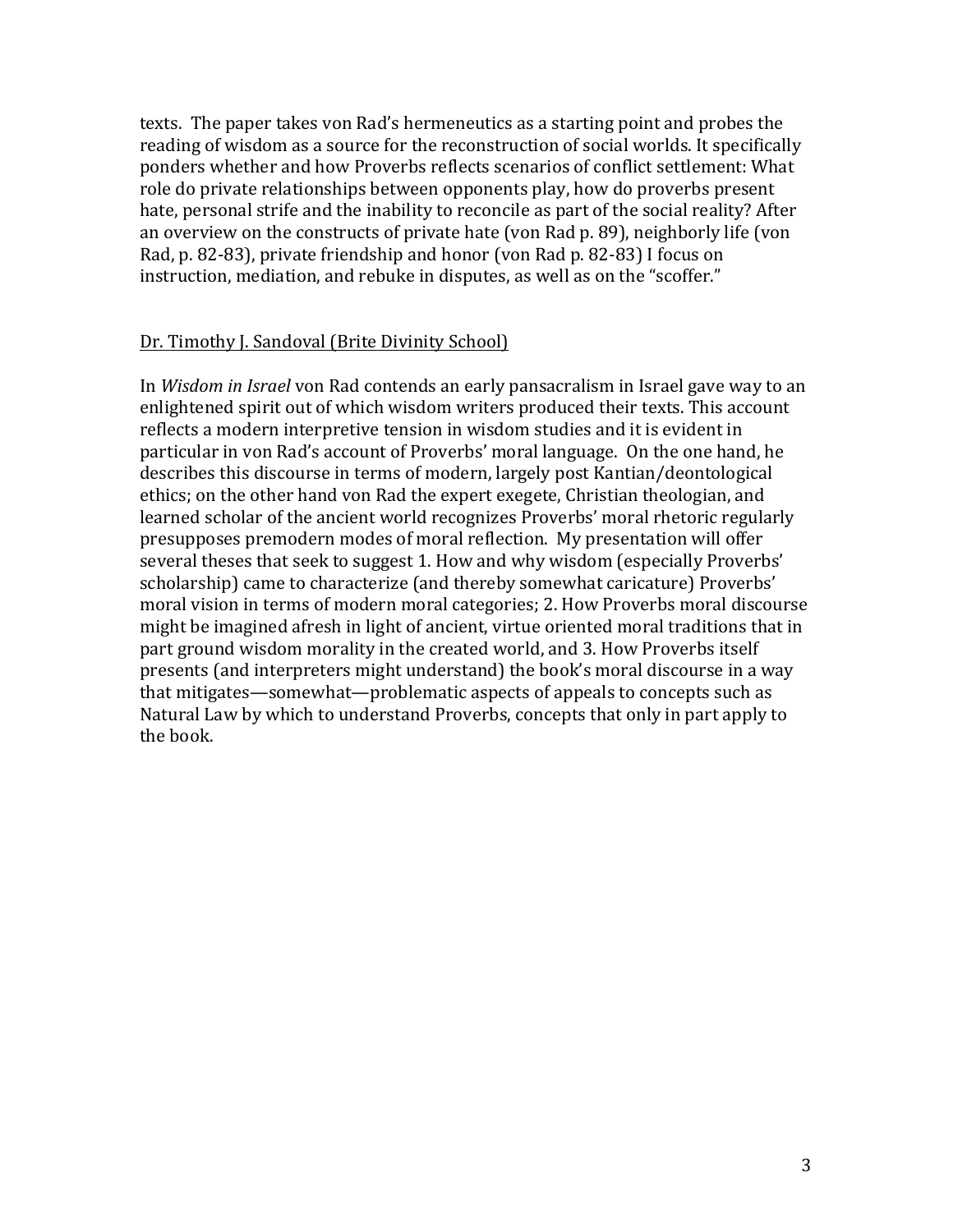texts. The paper takes von Rad's hermeneutics as a starting point and probes the reading of wisdom as a source for the reconstruction of social worlds. It specifically ponders whether and how Proverbs reflects scenarios of conflict settlement: What role do private relationships between opponents play, how do proverbs present hate, personal strife and the inability to reconcile as part of the social reality? After an overview on the constructs of private hate (von Rad p. 89), neighborly life (von Rad, p. 82-83), private friendship and honor (von Rad p. 82-83) I focus on instruction, mediation, and rebuke in disputes, as well as on the "scoffer."

Dr. Timothy J. Sandoval (Brite Divinity School)

In *Wisdom in Israel* von Rad contends an early pansacralism in Israel gave way to an enlightened spirit out of which wisdom writers produced their texts. This account reflects a modern interpretive tension in wisdom studies and it is evident in particular in von Rad's account of Proverbs' moral language. On the one hand, he describes this discourse in terms of modern, largely post Kantian/deontological ethics; on the other hand von Rad the expert exegete, Christian theologian, and learned scholar of the ancient world recognizes Proverbs' moral rhetoric regularly presupposes premodern modes of moral reflection. My presentation will offer several theses that seek to suggest 1. How and why wisdom (especially Proverbs' scholarship) came to characterize (and thereby somewhat caricature) Proverbs' moral vision in terms of modern moral categories; 2. How Proverbs moral discourse might be imagined afresh in light of ancient, virtue oriented moral traditions that in part ground wisdom morality in the created world, and 3. How Proverbs itself presents (and interpreters might understand) the book's moral discourse in a way that mitigates—somewhat—problematic aspects of appeals to concepts such as Natural Law by which to understand Proverbs, concepts that only in part apply to the book.